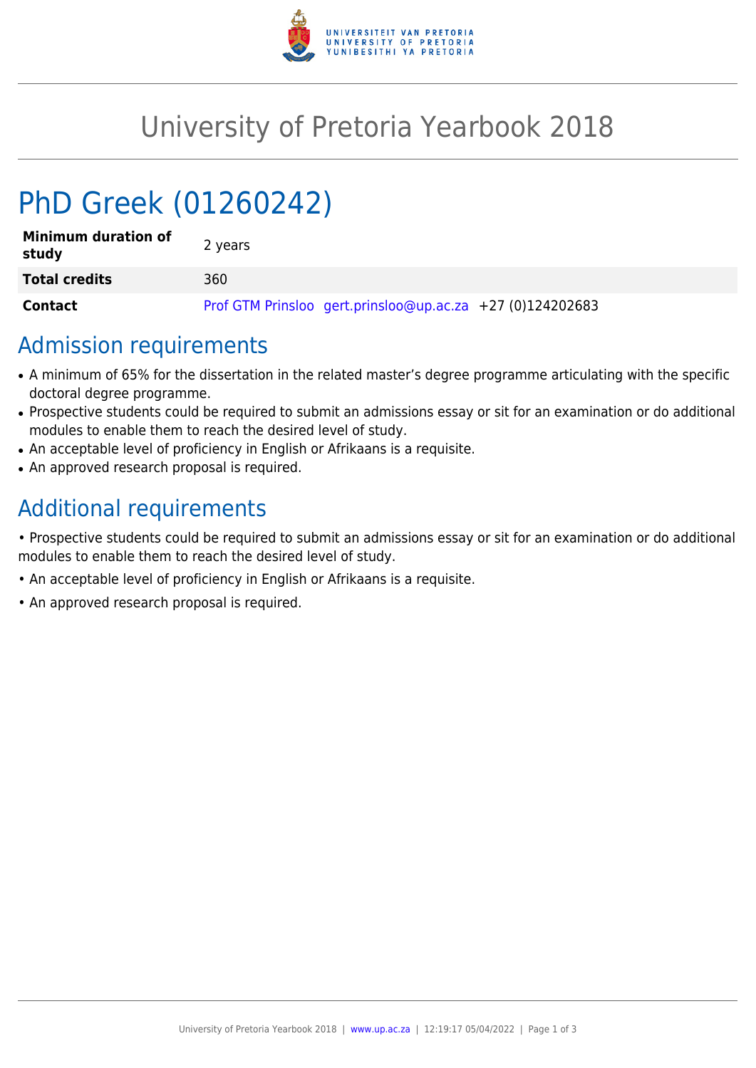# University of Pretoria Yearbook 2018

# PhD Greek (01260242)

| | |
|---|---|
| **Minimum duration of study** | 2 years |
| **Total credits** | 360 |
| **Contact** | Prof GTM Prinsloo gert.prinsloo@up.ac.za +27 (0)124202683 |

## Admission requirements

- A minimum of 65% for the dissertation in the related master's degree programme articulating with the specific doctoral degree programme.
- Prospective students could be required to submit an admissions essay or sit for an examination or do additional modules to enable them to reach the desired level of study.
- An acceptable level of proficiency in English or Afrikaans is a requisite.
- An approved research proposal is required.

## Additional requirements

• Prospective students could be required to submit an admissions essay or sit for an examination or do additional modules to enable them to reach the desired level of study.

• An acceptable level of proficiency in English or Afrikaans is a requisite.

• An approved research proposal is required.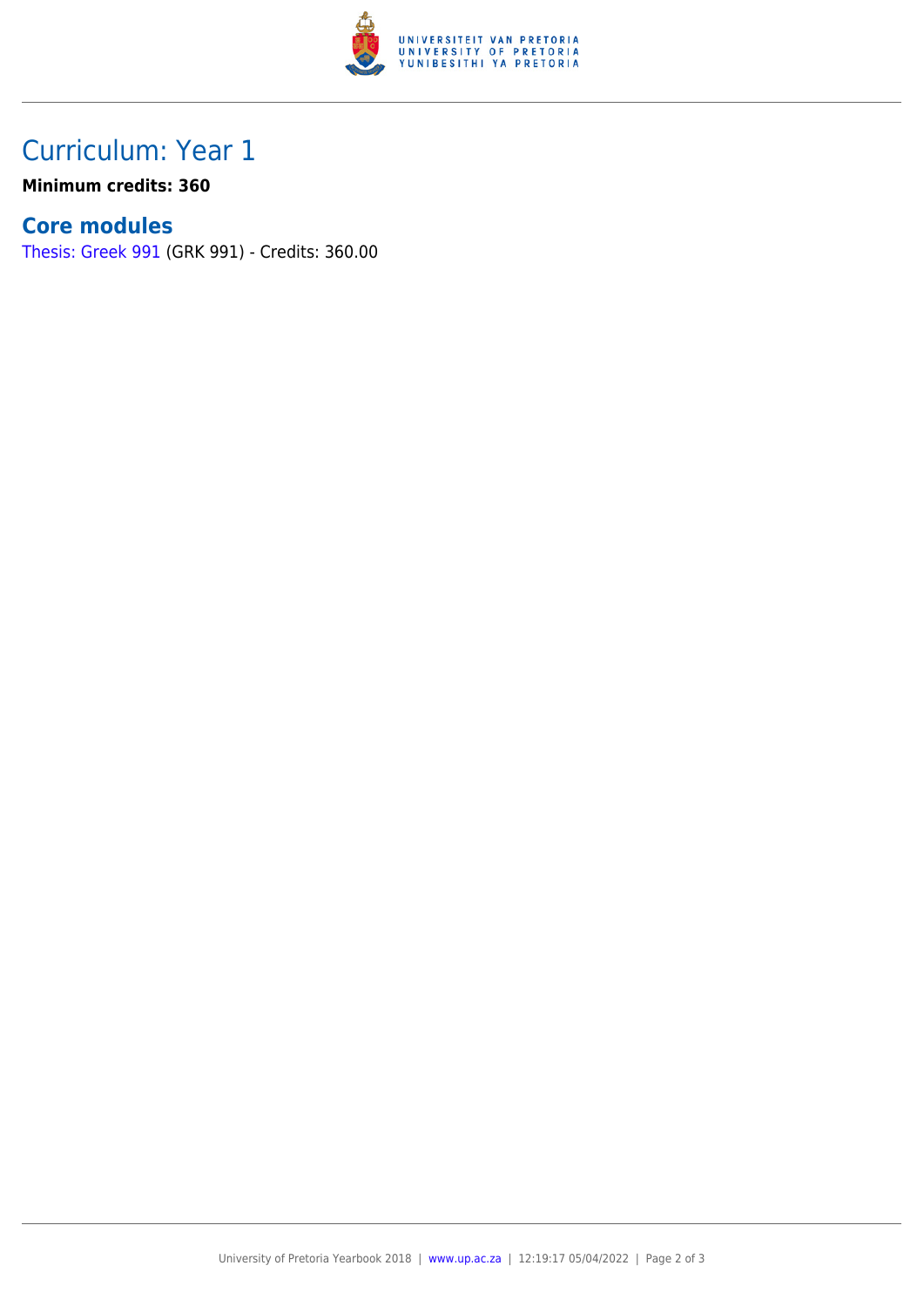# Curriculum: Year 1

**Minimum credits: 360**

## Core modules

Thesis: Greek 991 (GRK 991) - Credits: 360.00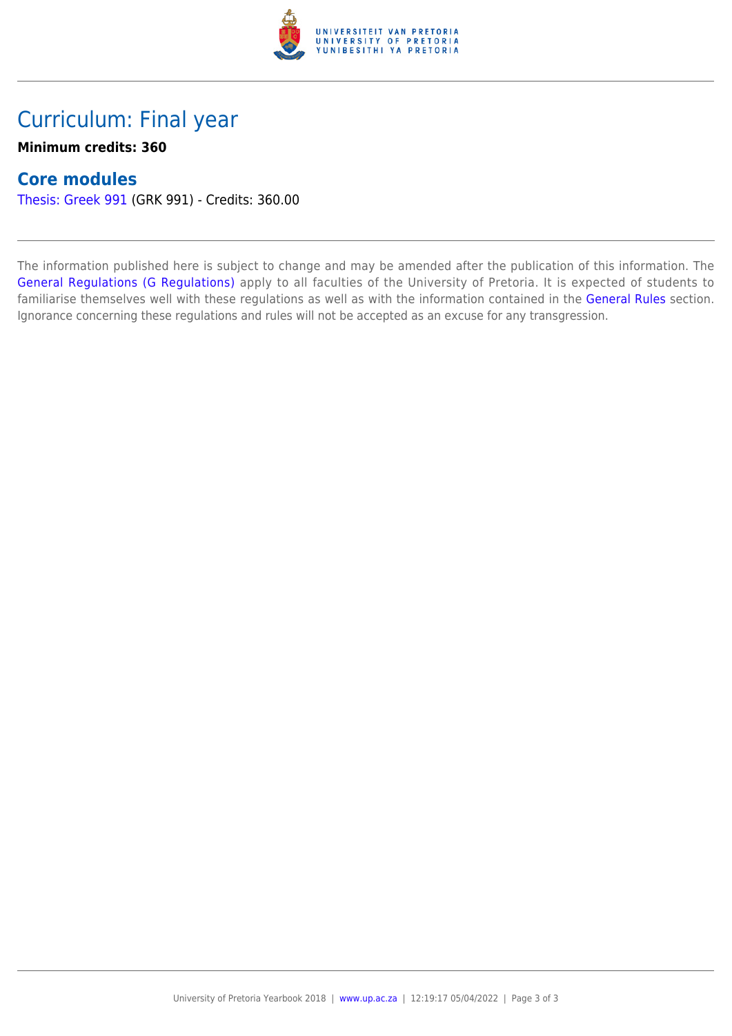## Curriculum: Final year

**Minimum credits: 360**

### Core modules

Thesis: Greek 991 (GRK 991) - Credits: 360.00

The information published here is subject to change and may be amended after the publication of this information. The General Regulations (G Regulations) apply to all faculties of the University of Pretoria. It is expected of students to familiarise themselves well with these regulations as well as with the information contained in the General Rules section. Ignorance concerning these regulations and rules will not be accepted as an excuse for any transgression.